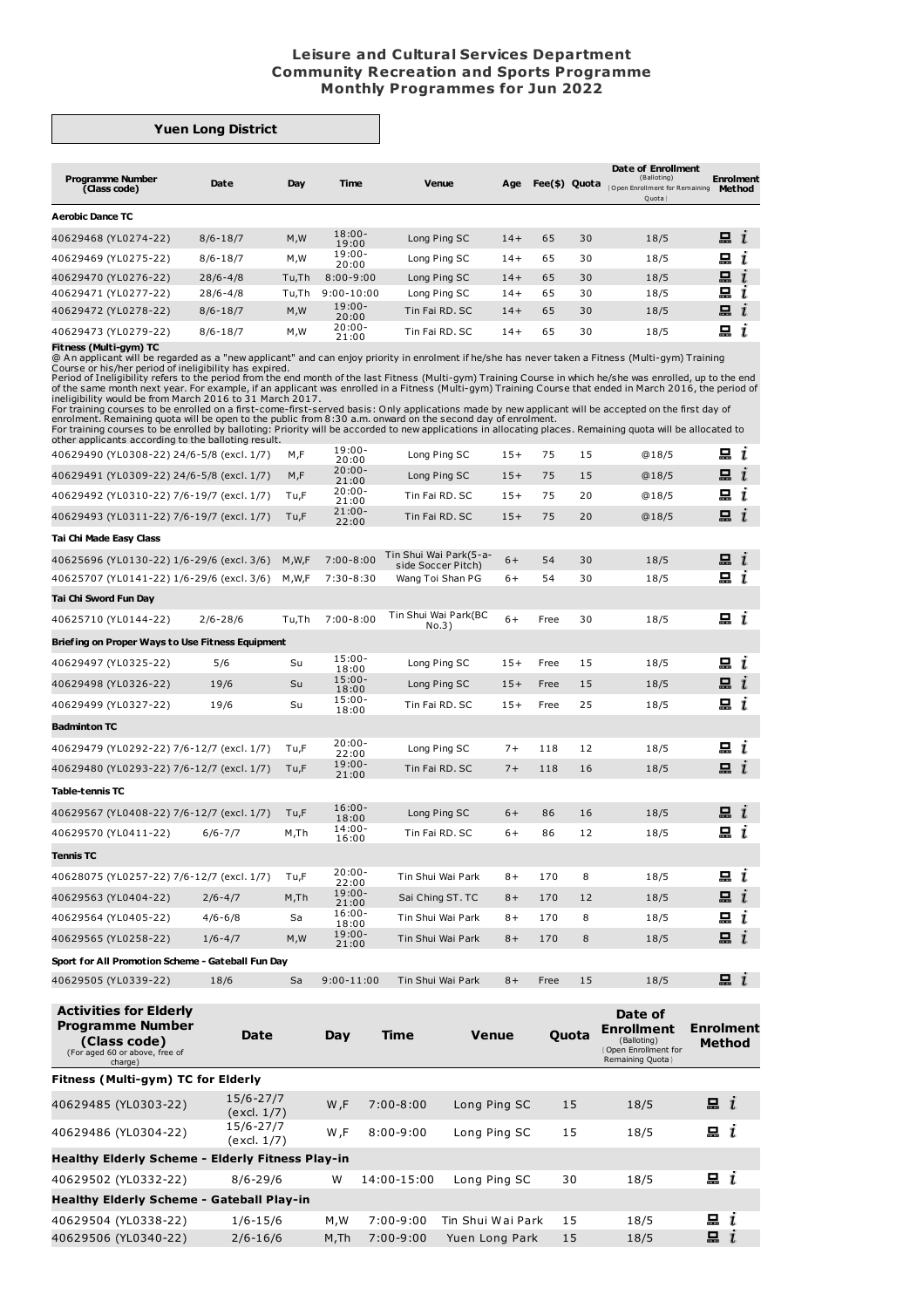# Leisure and Cultural Services Department
## Community Recreation and Sports Programme
## Monthly Programmes for Jun 2022

### Yuen Long District

| Programme Number (Class code) | Date | Day | Time | Venue | Age | Fee($) | Quota | Date of Enrollment (Balloting) [Open Enrollment for Remaining Quota] | Enrolment Method |
|---|---|---|---|---|---|---|---|---|---|
| **Aerobic Dance TC** | | | | | | | | | |
| 40629468 (YL0274-22) | 8/6-18/7 | M,W | 18:00-19:00 | Long Ping SC | 14+ | 65 | 30 | 18/5 | |
| 40629469 (YL0275-22) | 8/6-18/7 | M,W | 19:00-20:00 | Long Ping SC | 14+ | 65 | 30 | 18/5 | |
| 40629470 (YL0276-22) | 28/6-4/8 | Tu,Th | 8:00-9:00 | Long Ping SC | 14+ | 65 | 30 | 18/5 | |
| 40629471 (YL0277-22) | 28/6-4/8 | Tu,Th | 9:00-10:00 | Long Ping SC | 14+ | 65 | 30 | 18/5 | |
| 40629472 (YL0278-22) | 8/6-18/7 | M,W | 19:00-20:00 | Tin Fai RD. SC | 14+ | 65 | 30 | 18/5 | |
| 40629473 (YL0279-22) | 8/6-18/7 | M,W | 20:00-21:00 | Tin Fai RD. SC | 14+ | 65 | 30 | 18/5 | |

**Fitness (Multi-gym) TC**

@ An applicant will be regarded as a "new applicant" and can enjoy priority in enrolment if he/she has never taken a Fitness (Multi-gym) Training Course or his/her period of ineligibility has expired.
Period of Ineligibility refers to the period from the end month of the last Fitness (Multi-gym) Training Course in which he/she was enrolled, up to the end of the same month next year. For example, if an applicant was enrolled in a Fitness (Multi-gym) Training Course that ended in March 2016, the period of ineligibility would be from March 2016 to 31 March 2017.
For training courses to be enrolled on a first-come-first-served basis: Only applications made by new applicant will be accepted on the first day of enrolment. Remaining quota will be open to the public from 8:30 a.m. onward on the second day of enrolment.
For training courses to be enrolled by balloting: Priority will be accorded to new applications in allocating places. Remaining quota will be allocated to other applicants according to the balloting result.

| Programme Number (Class code) | Date | Day | Time | Venue | Age | Fee($) | Quota | Date of Enrollment (Balloting) [Open Enrollment for Remaining Quota] | Enrolment Method |
|---|---|---|---|---|---|---|---|---|---|
| 40629490 (YL0308-22) | 24/6-5/8 (excl. 1/7) | M,F | 19:00-20:00 | Long Ping SC | 15+ | 75 | 15 | @18/5 | |
| 40629491 (YL0309-22) | 24/6-5/8 (excl. 1/7) | M,F | 20:00-21:00 | Long Ping SC | 15+ | 75 | 15 | @18/5 | |
| 40629492 (YL0310-22) | 7/6-19/7 (excl. 1/7) | Tu,F | 20:00-21:00 | Tin Fai RD. SC | 15+ | 75 | 20 | @18/5 | |
| 40629493 (YL0311-22) | 7/6-19/7 (excl. 1/7) | Tu,F | 21:00-22:00 | Tin Fai RD. SC | 15+ | 75 | 20 | @18/5 | |
| **Tai Chi Made Easy Class** | | | | | | | | | |
| 40625696 (YL0130-22) | 1/6-29/6 (excl. 3/6) | M,W,F | 7:00-8:00 | Tin Shui Wai Park(5-a-side Soccer Pitch) | 6+ | 54 | 30 | 18/5 | |
| 40625707 (YL0141-22) | 1/6-29/6 (excl. 3/6) | M,W,F | 7:30-8:30 | Wang Toi Shan PG | 6+ | 54 | 30 | 18/5 | |
| **Tai Chi Sword Fun Day** | | | | | | | | | |
| 40625710 (YL0144-22) | 2/6-28/6 | Tu,Th | 7:00-8:00 | Tin Shui Wai Park(BC No.3) | 6+ | Free | 30 | 18/5 | |
| **Briefing on Proper Ways to Use Fitness Equipment** | | | | | | | | | |
| 40629497 (YL0325-22) | 5/6 | Su | 15:00-18:00 | Long Ping SC | 15+ | Free | 15 | 18/5 | |
| 40629498 (YL0326-22) | 19/6 | Su | 15:00-18:00 | Long Ping SC | 15+ | Free | 15 | 18/5 | |
| 40629499 (YL0327-22) | 19/6 | Su | 15:00-18:00 | Tin Fai RD. SC | 15+ | Free | 25 | 18/5 | |
| **Badminton TC** | | | | | | | | | |
| 40629479 (YL0292-22) | 7/6-12/7 (excl. 1/7) | Tu,F | 20:00-22:00 | Long Ping SC | 7+ | 118 | 12 | 18/5 | |
| 40629480 (YL0293-22) | 7/6-12/7 (excl. 1/7) | Tu,F | 19:00-21:00 | Tin Fai RD. SC | 7+ | 118 | 16 | 18/5 | |
| **Table-tennis TC** | | | | | | | | | |
| 40629567 (YL0408-22) | 7/6-12/7 (excl. 1/7) | Tu,F | 16:00-18:00 | Long Ping SC | 6+ | 86 | 16 | 18/5 | |
| 40629570 (YL0411-22) | 6/6-7/7 | M,Th | 14:00-16:00 | Tin Fai RD. SC | 6+ | 86 | 12 | 18/5 | |
| **Tennis TC** | | | | | | | | | |
| 40628075 (YL0257-22) | 7/6-12/7 (excl. 1/7) | Tu,F | 20:00-22:00 | Tin Shui Wai Park | 8+ | 170 | 8 | 18/5 | |
| 40629563 (YL0404-22) | 2/6-4/7 | M,Th | 19:00-21:00 | Sai Ching ST. TC | 8+ | 170 | 12 | 18/5 | |
| 40629564 (YL0405-22) | 4/6-6/8 | Sa | 16:00-18:00 | Tin Shui Wai Park | 8+ | 170 | 8 | 18/5 | |
| 40629565 (YL0258-22) | 1/6-4/7 | M,W | 19:00-21:00 | Tin Shui Wai Park | 8+ | 170 | 8 | 18/5 | |
| **Sport for All Promotion Scheme - Gateball Fun Day** | | | | | | | | | |
| 40629505 (YL0339-22) | 18/6 | Sa | 9:00-11:00 | Tin Shui Wai Park | 8+ | Free | 15 | 18/5 | |

| Activities for Elderly Programme Number (Class code) (For aged 60 or above, free of charge) | Date | Day | Time | Venue | Quota | Date of Enrollment (Balloting) [Open Enrollment for Remaining Quota] | Enrolment Method |
|---|---|---|---|---|---|---|---|
| **Fitness (Multi-gym) TC for Elderly** | | | | | | | |
| 40629485 (YL0303-22) | 15/6-27/7 (excl. 1/7) | W,F | 7:00-8:00 | Long Ping SC | 15 | 18/5 | |
| 40629486 (YL0304-22) | 15/6-27/7 (excl. 1/7) | W,F | 8:00-9:00 | Long Ping SC | 15 | 18/5 | |
| **Healthy Elderly Scheme - Elderly Fitness Play-in** | | | | | | | |
| 40629502 (YL0332-22) | 8/6-29/6 | W | 14:00-15:00 | Long Ping SC | 30 | 18/5 | |
| **Healthy Elderly Scheme - Gateball Play-in** | | | | | | | |
| 40629504 (YL0338-22) | 1/6-15/6 | M,W | 7:00-9:00 | Tin Shui Wai Park | 15 | 18/5 | |
| 40629506 (YL0340-22) | 2/6-16/6 | M,Th | 7:00-9:00 | Yuen Long Park | 15 | 18/5 | |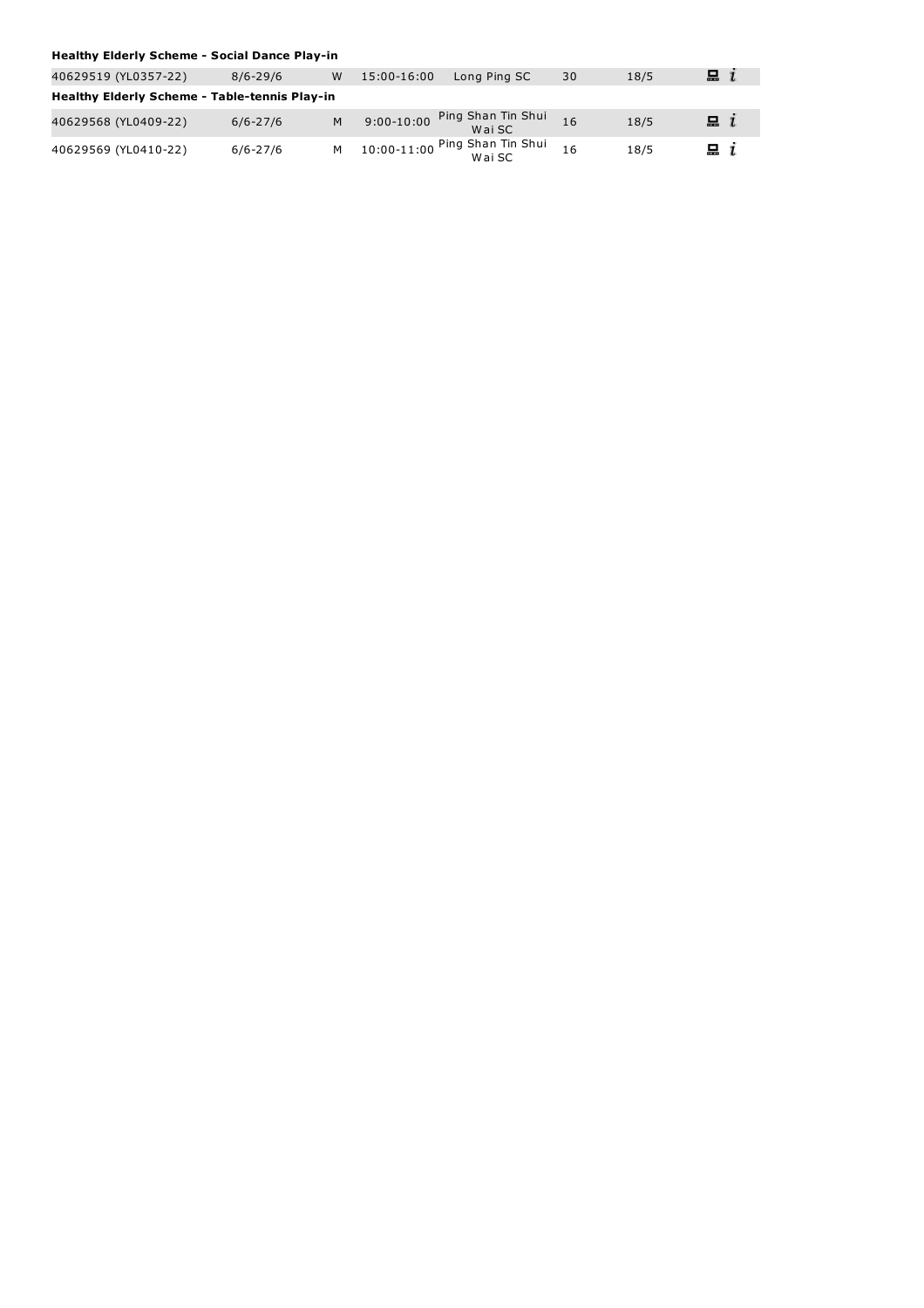**Healthy Elderly Scheme - Social Dance Play-in**

| | | | | | | | |
|---|---|---|---|---|---|---|---|
| 40629519 (YL0357-22) | 8/6-29/6 | W | 15:00-16:00 | Long Ping SC | 30 | 18/5 | 💻 i |

**Healthy Elderly Scheme - Table-tennis Play-in**

| | | | | | | | |
|---|---|---|---|---|---|---|---|
| 40629568 (YL0409-22) | 6/6-27/6 | M | 9:00-10:00 | Ping Shan Tin Shui Wai SC | 16 | 18/5 | 💻 i |
| 40629569 (YL0410-22) | 6/6-27/6 | M | 10:00-11:00 | Ping Shan Tin Shui Wai SC | 16 | 18/5 | 💻 i |